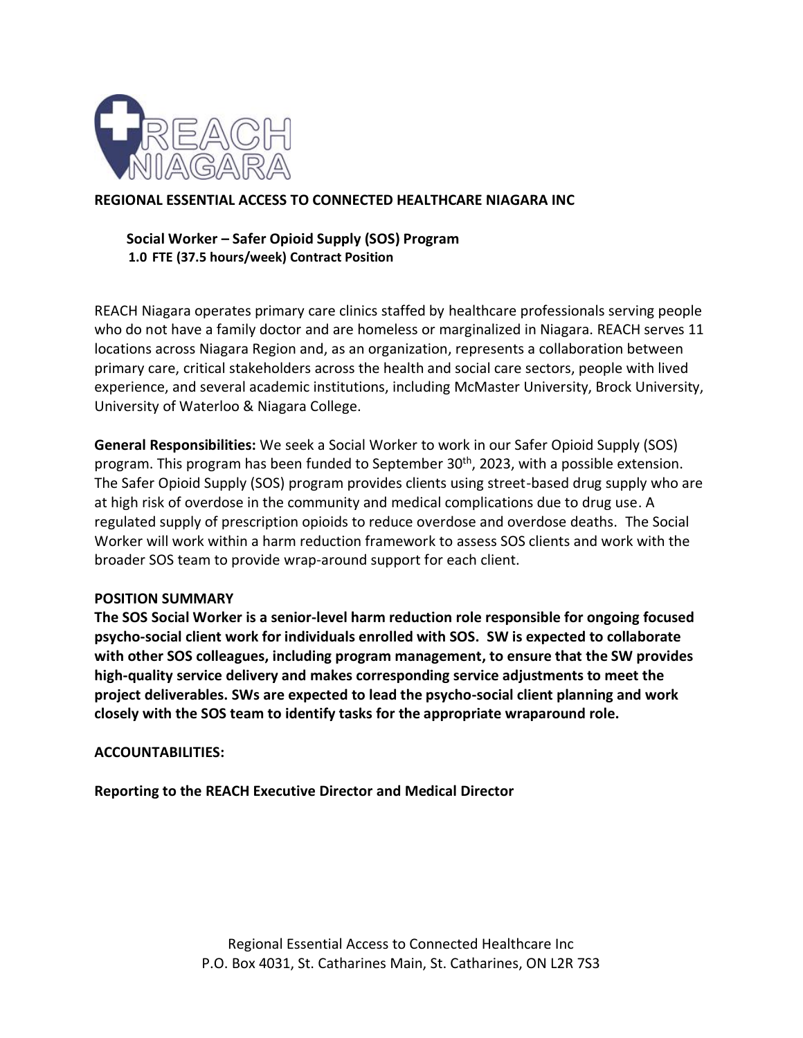# REGIONAL ESSENTIAL ACCESS TO CONNECTED HEALTHCARE NIAGARA INC

## Social Worker – Safer Opioid Supply (SOS) Program

**1.0 FTE (37.5 hours/week) Contract Position**

REACH Niagara operates primary care clinics staffed by healthcare professionals serving people who do not have a family doctor and are homeless or marginalized in Niagara. REACH serves 11 locations across Niagara Region and, as an organization, represents a collaboration between primary care, critical stakeholders across the health and social care sectors, people with lived experience, and several academic institutions, including McMaster University, Brock University, University of Waterloo & Niagara College.

**General Responsibilities:** We seek a Social Worker to work in our Safer Opioid Supply (SOS) program. This program has been funded to September 30th, 2023, with a possible extension. The Safer Opioid Supply (SOS) program provides clients using street-based drug supply who are at high risk of overdose in the community and medical complications due to drug use. A regulated supply of prescription opioids to reduce overdose and overdose deaths. The Social Worker will work within a harm reduction framework to assess SOS clients and work with the broader SOS team to provide wrap-around support for each client.

**POSITION SUMMARY**

**The SOS Social Worker is a senior-level harm reduction role responsible for ongoing focused psycho-social client work for individuals enrolled with SOS. SW is expected to collaborate with other SOS colleagues, including program management, to ensure that the SW provides high-quality service delivery and makes corresponding service adjustments to meet the project deliverables. SWs are expected to lead the psycho-social client planning and work closely with the SOS team to identify tasks for the appropriate wraparound role.**

**ACCOUNTABILITIES:**

**Reporting to the REACH Executive Director and Medical Director**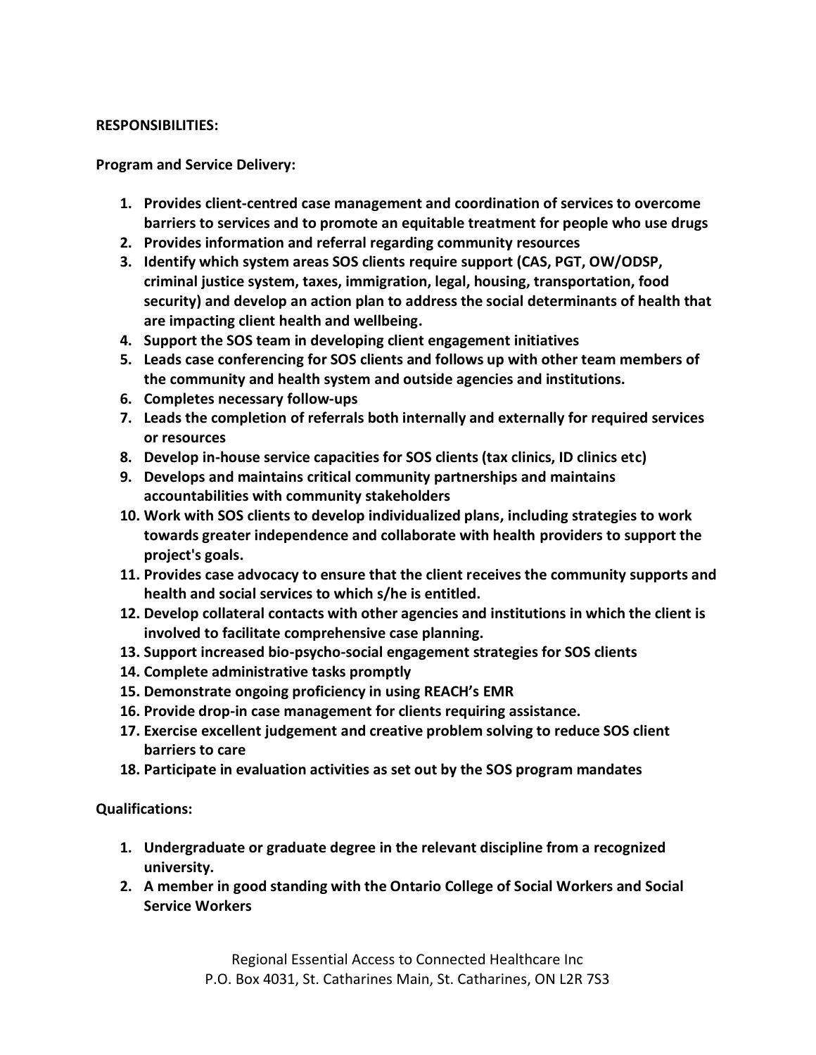**RESPONSIBILITIES:**

**Program and Service Delivery:**

1. **Provides client-centred case management and coordination of services to overcome barriers to services and to promote an equitable treatment for people who use drugs**
2. **Provides information and referral regarding community resources**
3. **Identify which system areas SOS clients require support (CAS, PGT, OW/ODSP, criminal justice system, taxes, immigration, legal, housing, transportation, food security) and develop an action plan to address the social determinants of health that are impacting client health and wellbeing.**
4. **Support the SOS team in developing client engagement initiatives**
5. **Leads case conferencing for SOS clients and follows up with other team members of the community and health system and outside agencies and institutions.**
6. **Completes necessary follow-ups**
7. **Leads the completion of referrals both internally and externally for required services or resources**
8. **Develop in-house service capacities for SOS clients (tax clinics, ID clinics etc)**
9. **Develops and maintains critical community partnerships and maintains accountabilities with community stakeholders**
10. **Work with SOS clients to develop individualized plans, including strategies to work towards greater independence and collaborate with health providers to support the project's goals.**
11. **Provides case advocacy to ensure that the client receives the community supports and health and social services to which s/he is entitled.**
12. **Develop collateral contacts with other agencies and institutions in which the client is involved to facilitate comprehensive case planning.**
13. **Support increased bio-psycho-social engagement strategies for SOS clients**
14. **Complete administrative tasks promptly**
15. **Demonstrate ongoing proficiency in using REACH's EMR**
16. **Provide drop-in case management for clients requiring assistance.**
17. **Exercise excellent judgement and creative problem solving to reduce SOS client barriers to care**
18. **Participate in evaluation activities as set out by the SOS program mandates**

**Qualifications:**

1. **Undergraduate or graduate degree in the relevant discipline from a recognized university.**
2. **A member in good standing with the Ontario College of Social Workers and Social Service Workers**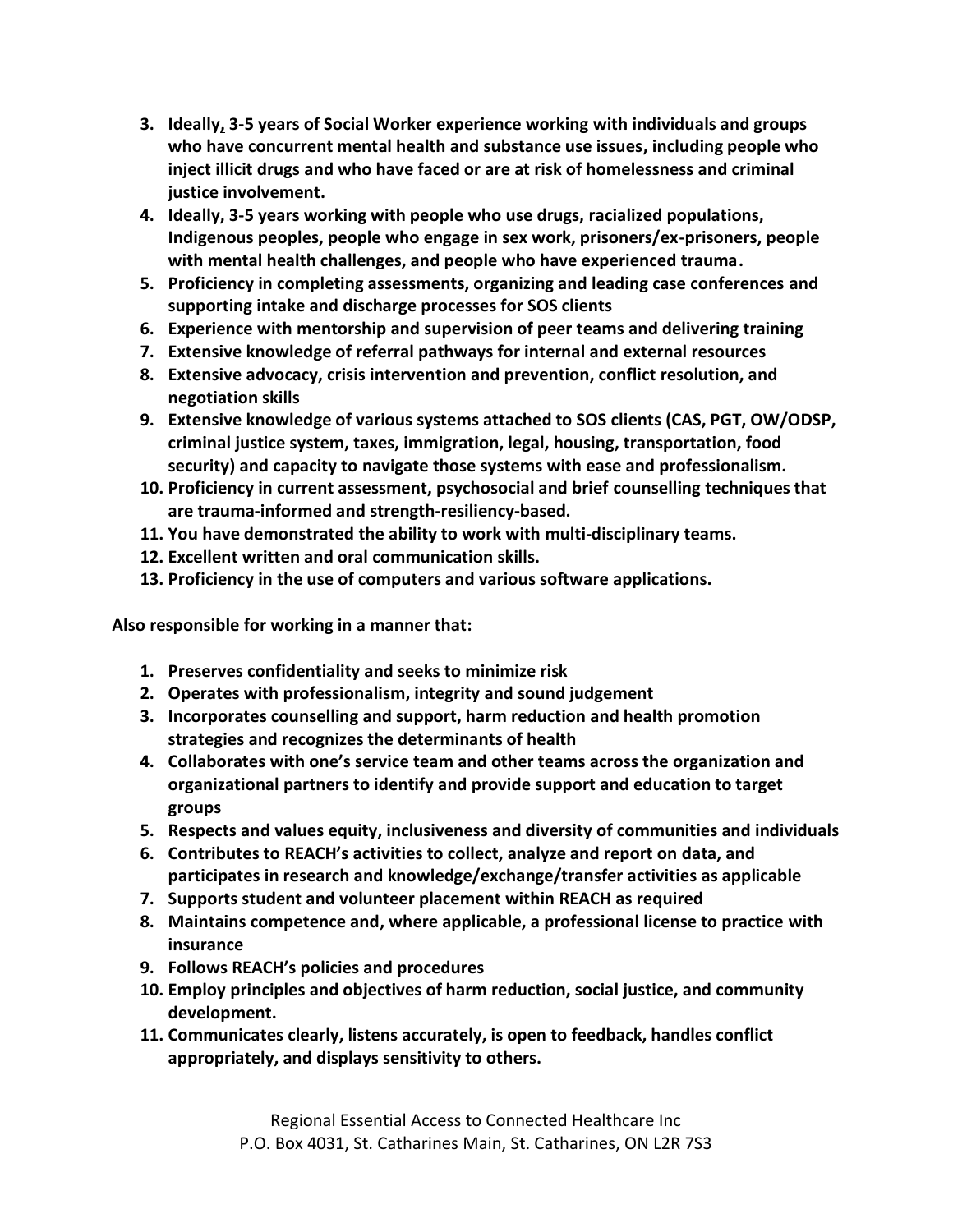3. **Ideally, 3-5 years of Social Worker experience working with individuals and groups who have concurrent mental health and substance use issues, including people who inject illicit drugs and who have faced or are at risk of homelessness and criminal justice involvement.**
4. **Ideally, 3-5 years working with people who use drugs, racialized populations, Indigenous peoples, people who engage in sex work, prisoners/ex-prisoners, people with mental health challenges, and people who have experienced trauma.**
5. **Proficiency in completing assessments, organizing and leading case conferences and supporting intake and discharge processes for SOS clients**
6. **Experience with mentorship and supervision of peer teams and delivering training**
7. **Extensive knowledge of referral pathways for internal and external resources**
8. **Extensive advocacy, crisis intervention and prevention, conflict resolution, and negotiation skills**
9. **Extensive knowledge of various systems attached to SOS clients (CAS, PGT, OW/ODSP, criminal justice system, taxes, immigration, legal, housing, transportation, food security) and capacity to navigate those systems with ease and professionalism.**
10. **Proficiency in current assessment, psychosocial and brief counselling techniques that are trauma-informed and strength-resiliency-based.**
11. **You have demonstrated the ability to work with multi-disciplinary teams.**
12. **Excellent written and oral communication skills.**
13. **Proficiency in the use of computers and various software applications.**

**Also responsible for working in a manner that:**

1. **Preserves confidentiality and seeks to minimize risk**
2. **Operates with professionalism, integrity and sound judgement**
3. **Incorporates counselling and support, harm reduction and health promotion strategies and recognizes the determinants of health**
4. **Collaborates with one's service team and other teams across the organization and organizational partners to identify and provide support and education to target groups**
5. **Respects and values equity, inclusiveness and diversity of communities and individuals**
6. **Contributes to REACH's activities to collect, analyze and report on data, and participates in research and knowledge/exchange/transfer activities as applicable**
7. **Supports student and volunteer placement within REACH as required**
8. **Maintains competence and, where applicable, a professional license to practice with insurance**
9. **Follows REACH's policies and procedures**
10. **Employ principles and objectives of harm reduction, social justice, and community development.**
11. **Communicates clearly, listens accurately, is open to feedback, handles conflict appropriately, and displays sensitivity to others.**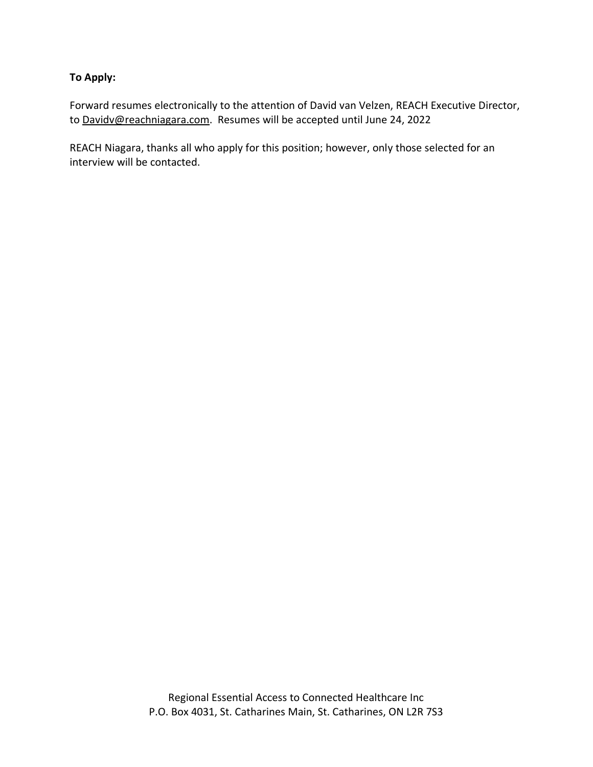**To Apply:**

Forward resumes electronically to the attention of David van Velzen, REACH Executive Director, to Davidv@reachniagara.com. Resumes will be accepted until June 24, 2022

REACH Niagara, thanks all who apply for this position; however, only those selected for an interview will be contacted.

Regional Essential Access to Connected Healthcare Inc
P.O. Box 4031, St. Catharines Main, St. Catharines, ON L2R 7S3